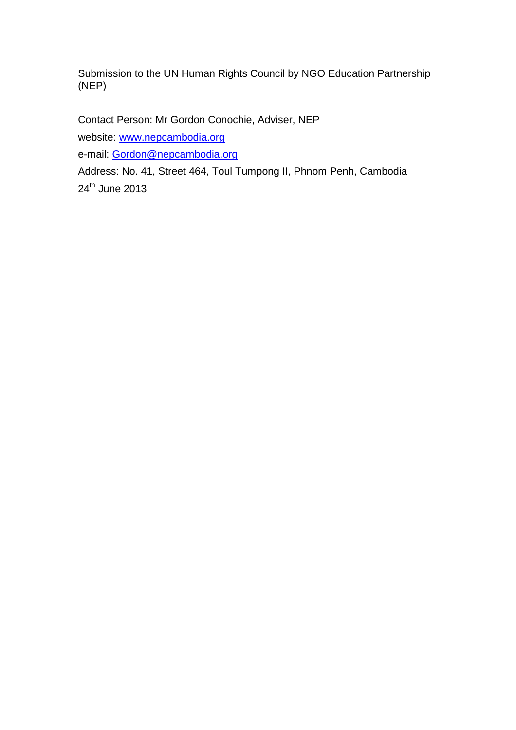Submission to the UN Human Rights Council by NGO Education Partnership (NEP)

Contact Person: Mr Gordon Conochie, Adviser, NEP

website: www.nepcambodia.org

e-mail: Gordon@nepcambodia.org

Address: No. 41, Street 464, Toul Tumpong II, Phnom Penh, Cambodia

24th June 2013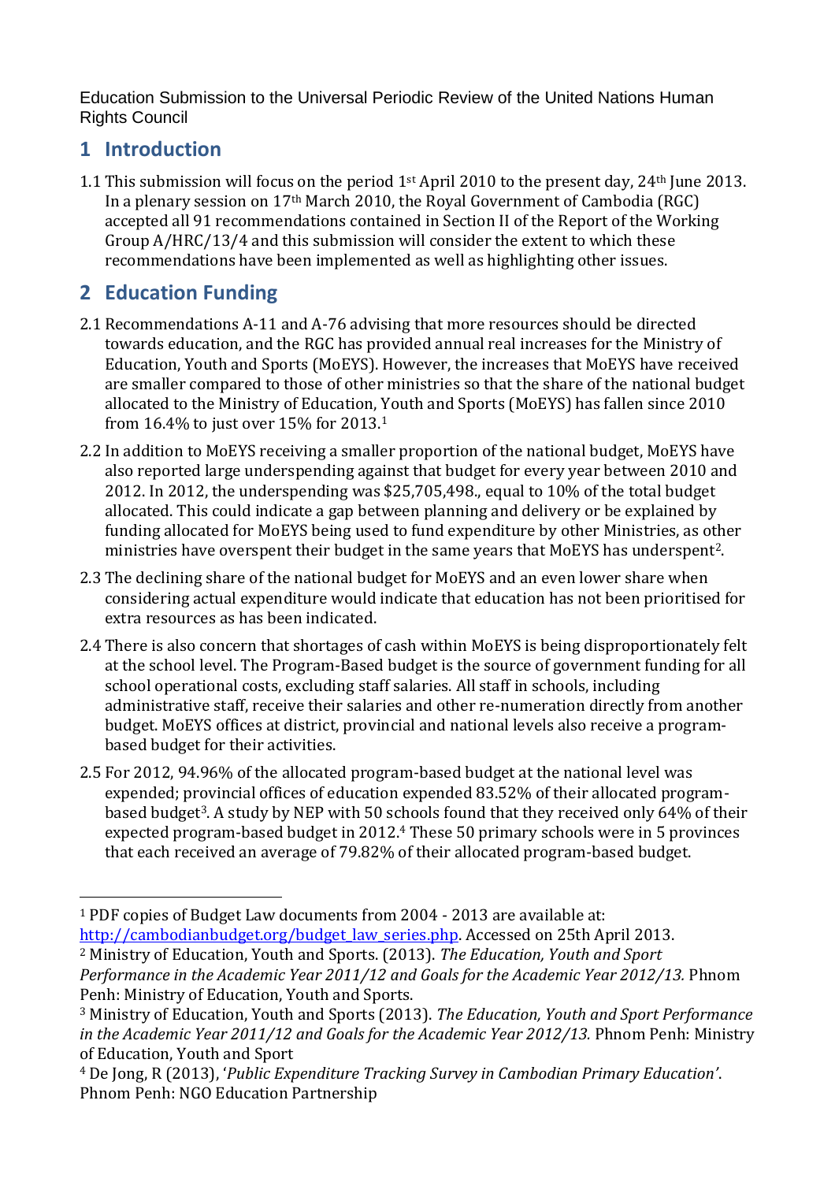Education Submission to the Universal Periodic Review of the United Nations Human Rights Council

# 1 Introduction

1.1 This submission will focus on the period 1st April 2010 to the present day, 24th June 2013. In a plenary session on 17th March 2010, the Royal Government of Cambodia (RGC) accepted all 91 recommendations contained in Section II of the Report of the Working Group A/HRC/13/4 and this submission will consider the extent to which these recommendations have been implemented as well as highlighting other issues.

# 2 Education Funding

2.1 Recommendations A-11 and A-76 advising that more resources should be directed towards education, and the RGC has provided annual real increases for the Ministry of Education, Youth and Sports (MoEYS). However, the increases that MoEYS have received are smaller compared to those of other ministries so that the share of the national budget allocated to the Ministry of Education, Youth and Sports (MoEYS) has fallen since 2010 from 16.4% to just over 15% for 2013.[1]

2.2 In addition to MoEYS receiving a smaller proportion of the national budget, MoEYS have also reported large underspending against that budget for every year between 2010 and 2012. In 2012, the underspending was $25,705,498., equal to 10% of the total budget allocated. This could indicate a gap between planning and delivery or be explained by funding allocated for MoEYS being used to fund expenditure by other Ministries, as other ministries have overspent their budget in the same years that MoEYS has underspent[2].

2.3 The declining share of the national budget for MoEYS and an even lower share when considering actual expenditure would indicate that education has not been prioritised for extra resources as has been indicated.

2.4 There is also concern that shortages of cash within MoEYS is being disproportionately felt at the school level. The Program-Based budget is the source of government funding for all school operational costs, excluding staff salaries. All staff in schools, including administrative staff, receive their salaries and other re-numeration directly from another budget. MoEYS offices at district, provincial and national levels also receive a program-based budget for their activities.

2.5 For 2012, 94.96% of the allocated program-based budget at the national level was expended; provincial offices of education expended 83.52% of their allocated program-based budget[3]. A study by NEP with 50 schools found that they received only 64% of their expected program-based budget in 2012.[4] These 50 primary schools were in 5 provinces that each received an average of 79.82% of their allocated program-based budget.

---

[1] PDF copies of Budget Law documents from 2004 - 2013 are available at: http://cambodianbudget.org/budget_law_series.php. Accessed on 25th April 2013.

[2] Ministry of Education, Youth and Sports. (2013). *The Education, Youth and Sport Performance in the Academic Year 2011/12 and Goals for the Academic Year 2012/13.* Phnom Penh: Ministry of Education, Youth and Sports.

[3] Ministry of Education, Youth and Sports (2013). *The Education, Youth and Sport Performance in the Academic Year 2011/12 and Goals for the Academic Year 2012/13.* Phnom Penh: Ministry of Education, Youth and Sport

[4] De Jong, R (2013), '*Public Expenditure Tracking Survey in Cambodian Primary Education'*. Phnom Penh: NGO Education Partnership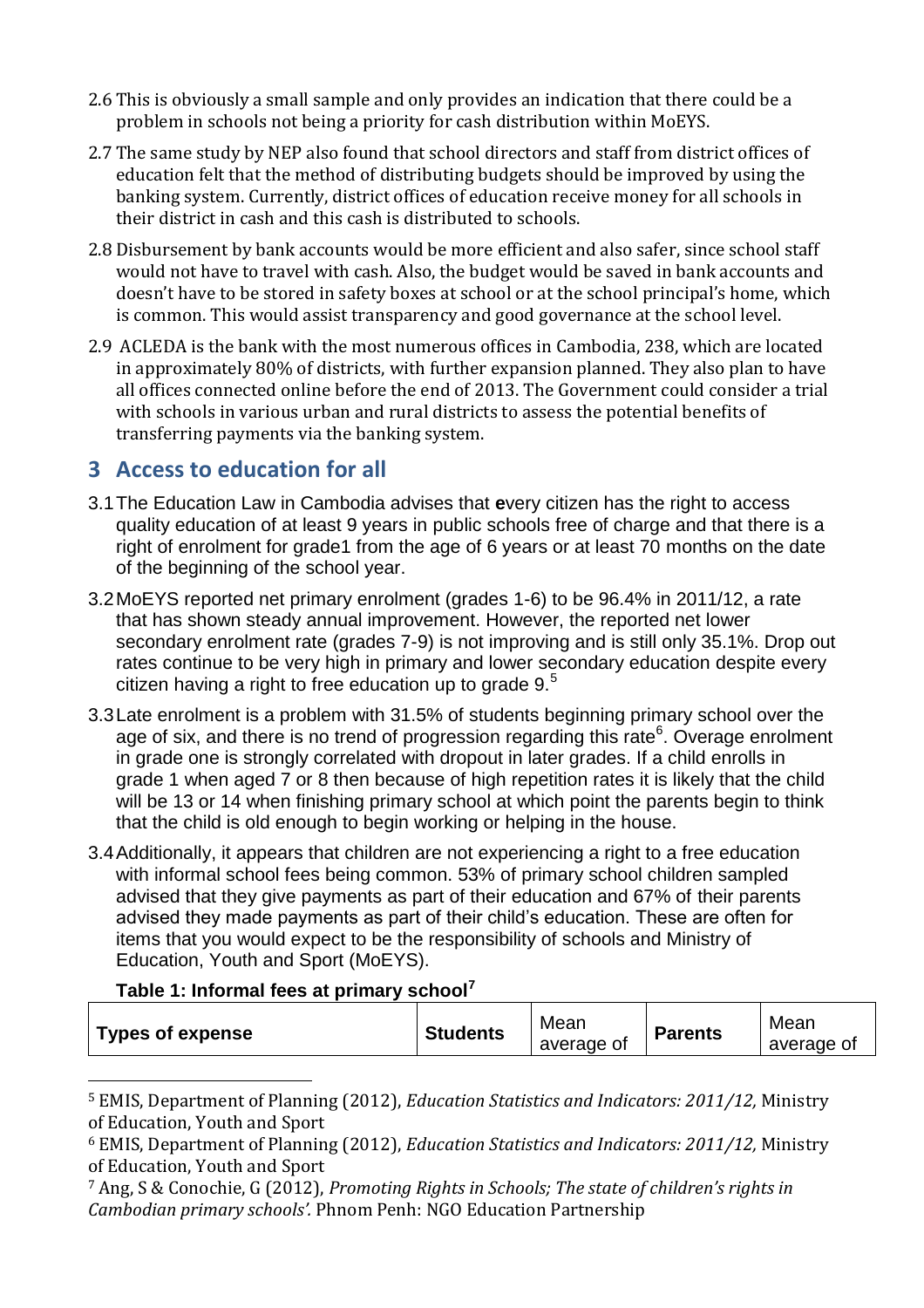2.6 This is obviously a small sample and only provides an indication that there could be a problem in schools not being a priority for cash distribution within MoEYS.

2.7 The same study by NEP also found that school directors and staff from district offices of education felt that the method of distributing budgets should be improved by using the banking system. Currently, district offices of education receive money for all schools in their district in cash and this cash is distributed to schools.

2.8 Disbursement by bank accounts would be more efficient and also safer, since school staff would not have to travel with cash. Also, the budget would be saved in bank accounts and doesn't have to be stored in safety boxes at school or at the school principal's home, which is common. This would assist transparency and good governance at the school level.

2.9 ACLEDA is the bank with the most numerous offices in Cambodia, 238, which are located in approximately 80% of districts, with further expansion planned. They also plan to have all offices connected online before the end of 2013. The Government could consider a trial with schools in various urban and rural districts to assess the potential benefits of transferring payments via the banking system.

## 3 Access to education for all

3.1 The Education Law in Cambodia advises that **e**very citizen has the right to access quality education of at least 9 years in public schools free of charge and that there is a right of enrolment for grade1 from the age of 6 years or at least 70 months on the date of the beginning of the school year.

3.2 MoEYS reported net primary enrolment (grades 1-6) to be 96.4% in 2011/12, a rate that has shown steady annual improvement. However, the reported net lower secondary enrolment rate (grades 7-9) is not improving and is still only 35.1%. Drop out rates continue to be very high in primary and lower secondary education despite every citizen having a right to free education up to grade 9.[5]

3.3 Late enrolment is a problem with 31.5% of students beginning primary school over the age of six, and there is no trend of progression regarding this rate[6]. Overage enrolment in grade one is strongly correlated with dropout in later grades. If a child enrolls in grade 1 when aged 7 or 8 then because of high repetition rates it is likely that the child will be 13 or 14 when finishing primary school at which point the parents begin to think that the child is old enough to begin working or helping in the house.

3.4 Additionally, it appears that children are not experiencing a right to a free education with informal school fees being common. 53% of primary school children sampled advised that they give payments as part of their education and 67% of their parents advised they made payments as part of their child's education. These are often for items that you would expect to be the responsibility of schools and Ministry of Education, Youth and Sport (MoEYS).

**Table 1: Informal fees at primary school[7]**

| Types of expense | Students | Mean average of | Parents | Mean average of |
|---|---|---|---|---|

[5] EMIS, Department of Planning (2012), *Education Statistics and Indicators: 2011/12,* Ministry of Education, Youth and Sport

[6] EMIS, Department of Planning (2012), *Education Statistics and Indicators: 2011/12,* Ministry of Education, Youth and Sport

[7] Ang, S & Conochie, G (2012), *Promoting Rights in Schools; The state of children's rights in Cambodian primary schools'.* Phnom Penh: NGO Education Partnership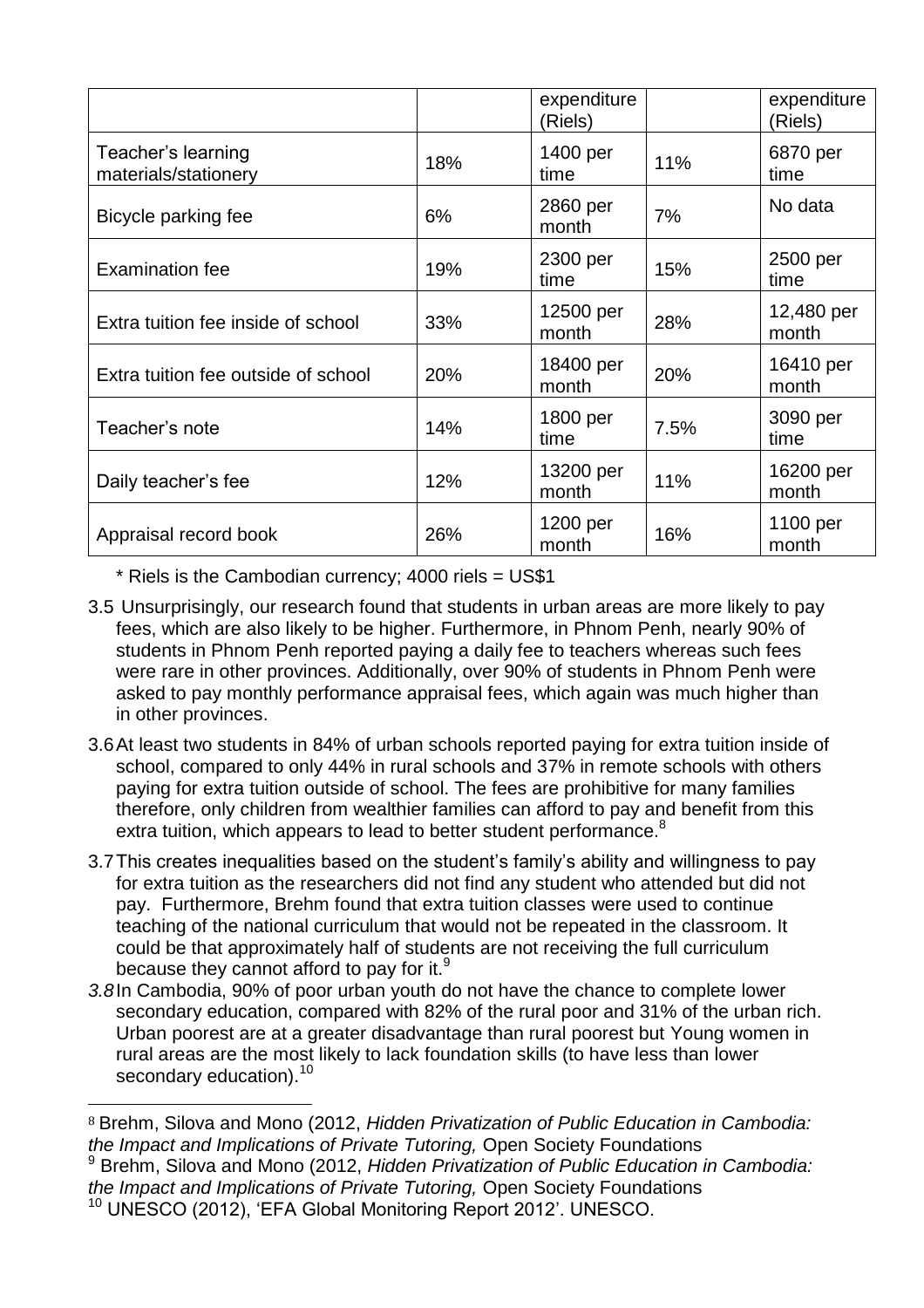| | | expenditure (Riels) | | expenditure (Riels) |
|---|---|---|---|---|
| Teacher's learning materials/stationery | 18% | 1400 per time | 11% | 6870 per time |
| Bicycle parking fee | 6% | 2860 per month | 7% | No data |
| Examination fee | 19% | 2300 per time | 15% | 2500 per time |
| Extra tuition fee inside of school | 33% | 12500 per month | 28% | 12,480 per month |
| Extra tuition fee outside of school | 20% | 18400 per month | 20% | 16410 per month |
| Teacher's note | 14% | 1800 per time | 7.5% | 3090 per time |
| Daily teacher's fee | 12% | 13200 per month | 11% | 16200 per month |
| Appraisal record book | 26% | 1200 per month | 16% | 1100 per month |

\* Riels is the Cambodian currency; 4000 riels = US$1

3.5 Unsurprisingly, our research found that students in urban areas are more likely to pay fees, which are also likely to be higher. Furthermore, in Phnom Penh, nearly 90% of students in Phnom Penh reported paying a daily fee to teachers whereas such fees were rare in other provinces. Additionally, over 90% of students in Phnom Penh were asked to pay monthly performance appraisal fees, which again was much higher than in other provinces.

3.6 At least two students in 84% of urban schools reported paying for extra tuition inside of school, compared to only 44% in rural schools and 37% in remote schools with others paying for extra tuition outside of school. The fees are prohibitive for many families therefore, only children from wealthier families can afford to pay and benefit from this extra tuition, which appears to lead to better student performance.[8]

3.7 This creates inequalities based on the student's family's ability and willingness to pay for extra tuition as the researchers did not find any student who attended but did not pay. Furthermore, Brehm found that extra tuition classes were used to continue teaching of the national curriculum that would not be repeated in the classroom. It could be that approximately half of students are not receiving the full curriculum because they cannot afford to pay for it.[9]

*3.8* In Cambodia, 90% of poor urban youth do not have the chance to complete lower secondary education, compared with 82% of the rural poor and 31% of the urban rich. Urban poorest are at a greater disadvantage than rural poorest but Young women in rural areas are the most likely to lack foundation skills (to have less than lower secondary education).[10]

---

[8] Brehm, Silova and Mono (2012, *Hidden Privatization of Public Education in Cambodia: the Impact and Implications of Private Tutoring,* Open Society Foundations

[9] Brehm, Silova and Mono (2012, *Hidden Privatization of Public Education in Cambodia: the Impact and Implications of Private Tutoring,* Open Society Foundations

[10] UNESCO (2012), 'EFA Global Monitoring Report 2012'. UNESCO.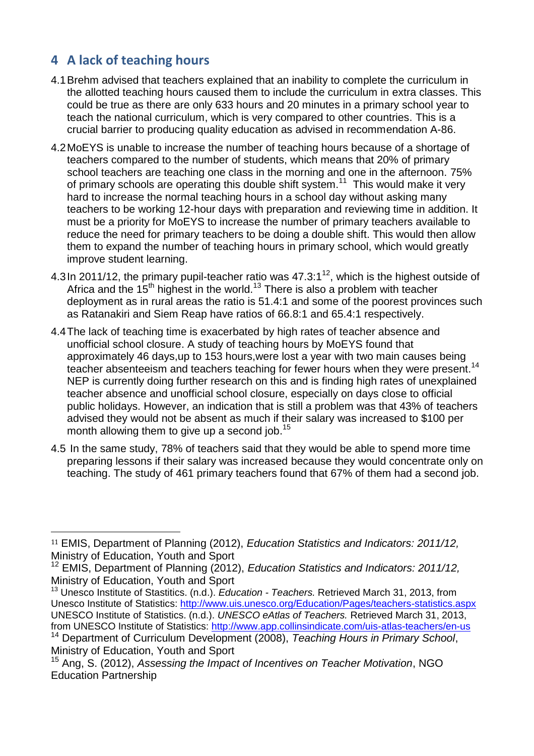## 4 A lack of teaching hours

4.1 Brehm advised that teachers explained that an inability to complete the curriculum in the allotted teaching hours caused them to include the curriculum in extra classes. This could be true as there are only 633 hours and 20 minutes in a primary school year to teach the national curriculum, which is very compared to other countries. This is a crucial barrier to producing quality education as advised in recommendation A-86.

4.2 MoEYS is unable to increase the number of teaching hours because of a shortage of teachers compared to the number of students, which means that 20% of primary school teachers are teaching one class in the morning and one in the afternoon. 75% of primary schools are operating this double shift system.[11] This would make it very hard to increase the normal teaching hours in a school day without asking many teachers to be working 12-hour days with preparation and reviewing time in addition. It must be a priority for MoEYS to increase the number of primary teachers available to reduce the need for primary teachers to be doing a double shift. This would then allow them to expand the number of teaching hours in primary school, which would greatly improve student learning.

4.3 In 2011/12, the primary pupil-teacher ratio was 47.3:1[12], which is the highest outside of Africa and the 15th highest in the world.[13] There is also a problem with teacher deployment as in rural areas the ratio is 51.4:1 and some of the poorest provinces such as Ratanakiri and Siem Reap have ratios of 66.8:1 and 65.4:1 respectively.

4.4 The lack of teaching time is exacerbated by high rates of teacher absence and unofficial school closure. A study of teaching hours by MoEYS found that approximately 46 days,up to 153 hours,were lost a year with two main causes being teacher absenteeism and teachers teaching for fewer hours when they were present.[14] NEP is currently doing further research on this and is finding high rates of unexplained teacher absence and unofficial school closure, especially on days close to official public holidays. However, an indication that is still a problem was that 43% of teachers advised they would not be absent as much if their salary was increased to $100 per month allowing them to give up a second job.[15]

4.5 In the same study, 78% of teachers said that they would be able to spend more time preparing lessons if their salary was increased because they would concentrate only on teaching. The study of 461 primary teachers found that 67% of them had a second job.

---

[11] EMIS, Department of Planning (2012), *Education Statistics and Indicators: 2011/12,* Ministry of Education, Youth and Sport

[12] EMIS, Department of Planning (2012), *Education Statistics and Indicators: 2011/12,* Ministry of Education, Youth and Sport

[13] Unesco Institute of Stastitics. (n.d.). *Education - Teachers.* Retrieved March 31, 2013, from Unesco Institute of Statistics: http://www.uis.unesco.org/Education/Pages/teachers-statistics.aspx UNESCO Institute of Statistics. (n.d.). *UNESCO eAtlas of Teachers.* Retrieved March 31, 2013, from UNESCO Institute of Statistics: http://www.app.collinsindicate.com/uis-atlas-teachers/en-us

[14] Department of Curriculum Development (2008), *Teaching Hours in Primary School*, Ministry of Education, Youth and Sport

[15] Ang, S. (2012), *Assessing the Impact of Incentives on Teacher Motivation*, NGO Education Partnership